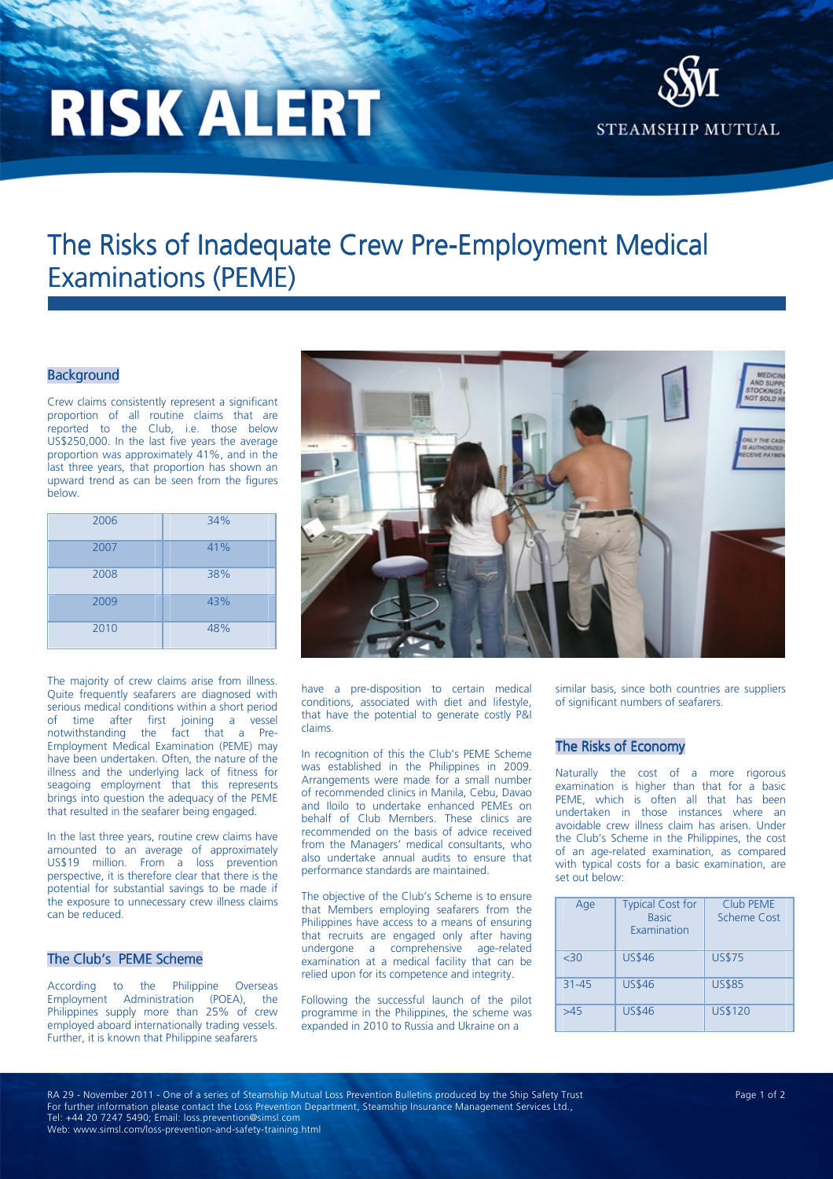# RISK ALERT

STEAMSHIP MUTUAL

# The Risks of Inadequate Crew Pre-Employment Medical Examinations (PEME)

## Background

Crew claims consistently represent a significant proportion of all routine claims that are reported to the Club, i.e. those below US$250,000. In the last five years the average proportion was approximately 41%, and in the last three years, that proportion has shown an upward trend as can be seen from the figures below.

| | |
|---|---|
| 2006 | 34% |
| 2007 | 41% |
| 2008 | 38% |
| 2009 | 43% |
| 2010 | 48% |

The majority of crew claims arise from illness. Quite frequently seafarers are diagnosed with serious medical conditions within a short period of time after first joining a vessel notwithstanding the fact that a Pre-Employment Medical Examination (PEME) may have been undertaken. Often, the nature of the illness and the underlying lack of fitness for seagoing employment that this represents brings into question the adequacy of the PEME that resulted in the seafarer being engaged.

In the last three years, routine crew claims have amounted to an average of approximately US$19 million. From a loss prevention perspective, it is therefore clear that there is the potential for substantial savings to be made if the exposure to unnecessary crew illness claims can be reduced.

## The Club's PEME Scheme

According to the Philippine Overseas Employment Administration (POEA), the Philippines supply more than 25% of crew employed aboard internationally trading vessels. Further, it is known that Philippine seafarers have a pre-disposition to certain medical conditions, associated with diet and lifestyle, that have the potential to generate costly P&I claims.

In recognition of this the Club's PEME Scheme was established in the Philippines in 2009. Arrangements were made for a small number of recommended clinics in Manila, Cebu, Davao and Iloilo to undertake enhanced PEMEs on behalf of Club Members. These clinics are recommended on the basis of advice received from the Managers' medical consultants, who also undertake annual audits to ensure that performance standards are maintained.

The objective of the Club's Scheme is to ensure that Members employing seafarers from the Philippines have access to a means of ensuring that recruits are engaged only after having undergone a comprehensive age-related examination at a medical facility that can be relied upon for its competence and integrity.

Following the successful launch of the pilot programme in the Philippines, the scheme was expanded in 2010 to Russia and Ukraine on a similar basis, since both countries are suppliers of significant numbers of seafarers.

## The Risks of Economy

Naturally the cost of a more rigorous examination is higher than that for a basic PEME, which is often all that has been undertaken in those instances where an avoidable crew illness claim has arisen. Under the Club's Scheme in the Philippines, the cost of an age-related examination, as compared with typical costs for a basic examination, are set out below:

| Age | Typical Cost for Basic Examination | Club PEME Scheme Cost |
|---|---|---|
| <30 | US$46 | US$75 |
| 31-45 | US$46 | US$85 |
| >45 | US$46 | US$120 |

RA 29 - November 2011 - One of a series of Steamship Mutual Loss Prevention Bulletins produced by the Ship Safety Trust
For further information please contact the Loss Prevention Department, Steamship Insurance Management Services Ltd.,
Tel: +44 20 7247 5490; Email: loss.prevention@simsl.com
Web: www.simsl.com/loss-prevention-and-safety-training.html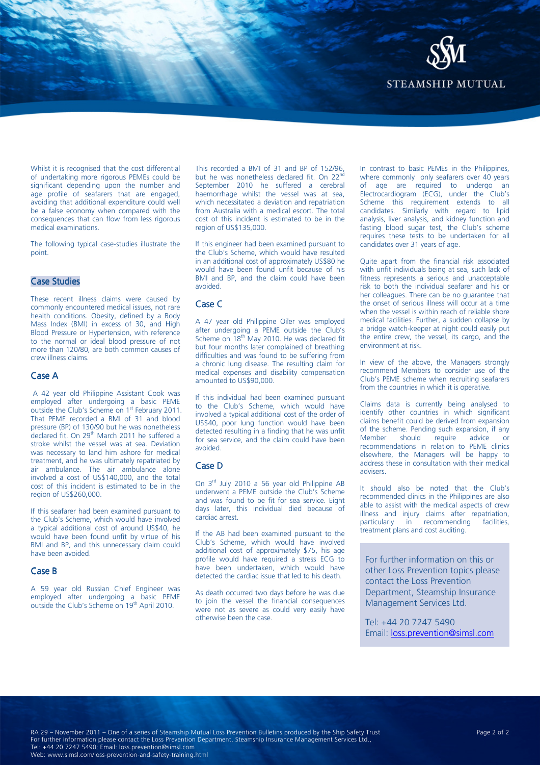Whilst it is recognised that the cost differential of undertaking more rigorous PEMEs could be significant depending upon the number and age profile of seafarers that are engaged, avoiding that additional expenditure could well be a false economy when compared with the consequences that can flow from less rigorous medical examinations.

The following typical case-studies illustrate the point.

## Case Studies

These recent illness claims were caused by commonly encountered medical issues, not rare health conditions. Obesity, defined by a Body Mass Index (BMI) in excess of 30, and High Blood Pressure or Hypertension, with reference to the normal or ideal blood pressure of not more than 120/80, are both common causes of crew illness claims.

### Case A

A 42 year old Philippine Assistant Cook was employed after undergoing a basic PEME outside the Club's Scheme on 1st February 2011. That PEME recorded a BMI of 31 and blood pressure (BP) of 130/90 but he was nonetheless declared fit. On 29th March 2011 he suffered a stroke whilst the vessel was at sea. Deviation was necessary to land him ashore for medical treatment, and he was ultimately repatriated by air ambulance. The air ambulance alone involved a cost of US$140,000, and the total cost of this incident is estimated to be in the region of US$260,000.

If this seafarer had been examined pursuant to the Club's Scheme, which would have involved a typical additional cost of around US$40, he would have been found unfit by virtue of his BMI and BP, and this unnecessary claim could have been avoided.

### Case B

A 59 year old Russian Chief Engineer was employed after undergoing a basic PEME outside the Club's Scheme on 19th April 2010. This recorded a BMI of 31 and BP of 152/96, but he was nonetheless declared fit. On 22nd September 2010 he suffered a cerebral haemorrhage whilst the vessel was at sea, which necessitated a deviation and repatriation from Australia with a medical escort. The total cost of this incident is estimated to be in the region of US$135,000.

If this engineer had been examined pursuant to the Club's Scheme, which would have resulted in an additional cost of approximately US$80 he would have been found unfit because of his BMI and BP, and the claim could have been avoided.

### Case C

A 47 year old Philippine Oiler was employed after undergoing a PEME outside the Club's Scheme on 18th May 2010. He was declared fit but four months later complained of breathing difficulties and was found to be suffering from a chronic lung disease. The resulting claim for medical expenses and disability compensation amounted to US$90,000.

If this individual had been examined pursuant to the Club's Scheme, which would have involved a typical additional cost of the order of US$40, poor lung function would have been detected resulting in a finding that he was unfit for sea service, and the claim could have been avoided.

### Case D

On 3rd July 2010 a 56 year old Philippine AB underwent a PEME outside the Club's Scheme and was found to be fit for sea service. Eight days later, this individual died because of cardiac arrest.

If the AB had been examined pursuant to the Club's Scheme, which would have involved additional cost of approximately $75, his age profile would have required a stress ECG to have been undertaken, which would have detected the cardiac issue that led to his death.

As death occurred two days before he was due to join the vessel the financial consequences were not as severe as could very easily have otherwise been the case.

In contrast to basic PEMEs in the Philippines, where commonly only seafarers over 40 years of age are required to undergo an Electrocardiogram (ECG), under the Club's Scheme this requirement extends to all candidates. Similarly with regard to lipid analysis, liver analysis, and kidney function and fasting blood sugar test, the Club's scheme requires these tests to be undertaken for all candidates over 31 years of age.

Quite apart from the financial risk associated with unfit individuals being at sea, such lack of fitness represents a serious and unacceptable risk to both the individual seafarer and his or her colleagues. There can be no guarantee that the onset of serious illness will occur at a time when the vessel is within reach of reliable shore medical facilities. Further, a sudden collapse by a bridge watch-keeper at night could easily put the entire crew, the vessel, its cargo, and the environment at risk.

In view of the above, the Managers strongly recommend Members to consider use of the Club's PEME scheme when recruiting seafarers from the countries in which it is operative.

Claims data is currently being analysed to identify other countries in which significant claims benefit could be derived from expansion of the scheme. Pending such expansion, if any Member should require advice or recommendations in relation to PEME clinics elsewhere, the Managers will be happy to address these in consultation with their medical advisers.

It should also be noted that the Club's recommended clinics in the Philippines are also able to assist with the medical aspects of crew illness and injury claims after repatriation, particularly in recommending facilities, treatment plans and cost auditing.

For further information on this or other Loss Prevention topics please contact the Loss Prevention Department, Steamship Insurance Management Services Ltd.

Tel: +44 20 7247 5490
Email: loss.prevention@simsl.com

RA 29 – November 2011 – One of a series of Steamship Mutual Loss Prevention Bulletins produced by the Ship Safety Trust
For further information please contact the Loss Prevention Department, Steamship Insurance Management Services Ltd.,
Tel: +44 20 7247 5490; Email: loss.prevention@simsl.com
Web: www.simsl.com/loss-prevention-and-safety-training.html